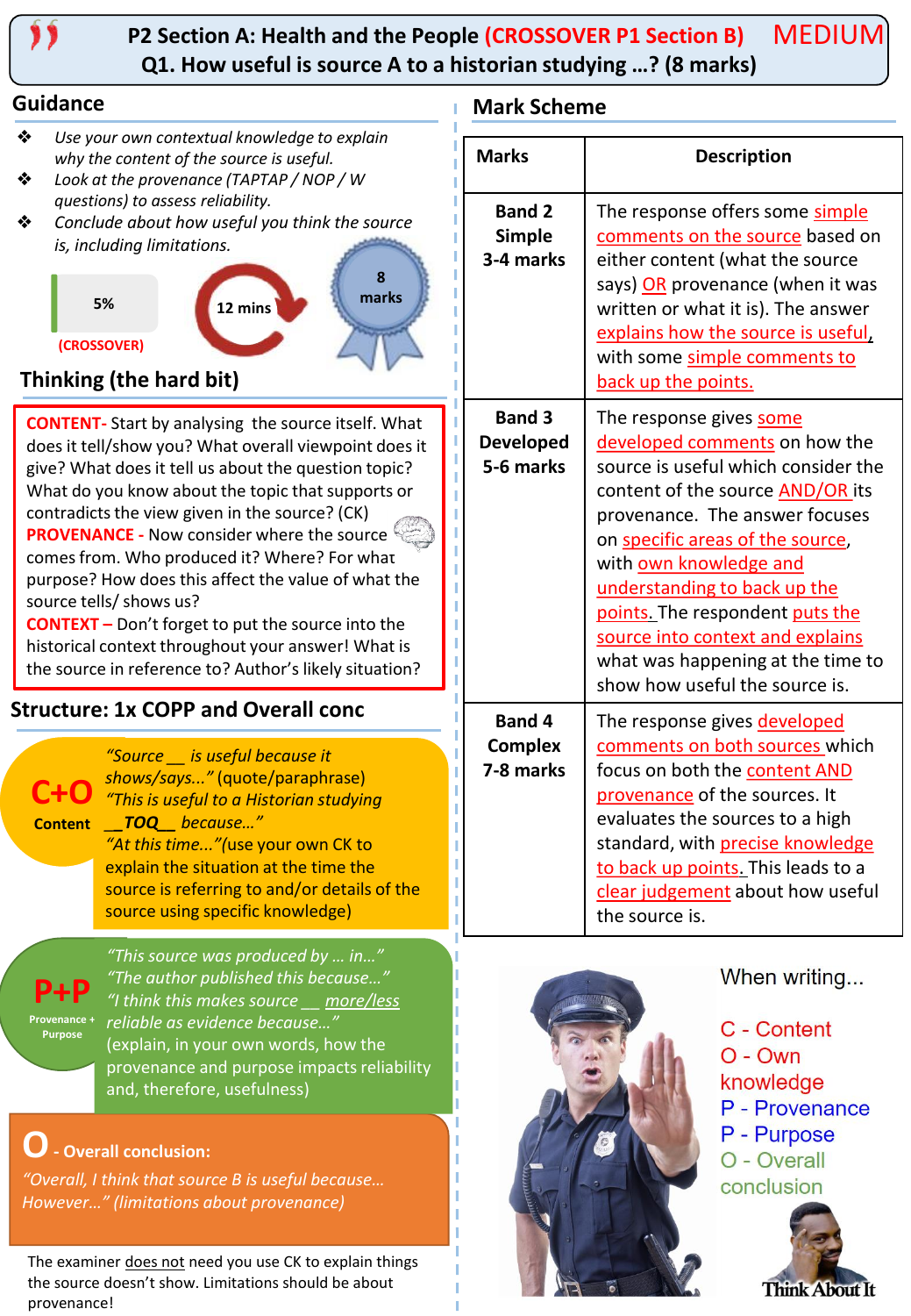# P2 Section A: Health and the People (CROSSOVER P1 Section B) MEDIUM

## Q1. How useful is source A to a historian studying …? (8 marks)

## Guidance

- *Use your own contextual knowledge to explain why the content of the source is useful.*
- *Look at the provenance (TAPTAP / NOP / W questions) to assess reliability.*
- *Conclude about how useful you think the source is, including limitations.*

5% (CROSSOVER)

12 mins

8 marks

## Thinking (the hard bit)

**CONTENT-** Start by analysing the source itself. What does it tell/show you? What overall viewpoint does it give? What does it tell us about the question topic? What do you know about the topic that supports or contradicts the view given in the source? (CK)

**PROVENANCE -** Now consider where the source comes from. Who produced it? Where? For what purpose? How does this affect the value of what the source tells/ shows us?

**CONTEXT –** Don't forget to put the source into the historical context throughout your answer! What is the source in reference to? Author's likely situation?

## Structure: 1x COPP and Overall conc

**C+O Content**

*"Source __ is useful because it shows/says…"* (quote/paraphrase)
*"This is useful to a Historian studying __**TOQ**__ because…"*
*"At this time..."*(use your own CK to explain the situation at the time the source is referring to and/or details of the source using specific knowledge)

**P+P Provenance + Purpose**

*"This source was produced by … in…"*
*"The author published this because…"*
*"I think this makes source __ more/less reliable as evidence because…"*
(explain, in your own words, how the provenance and purpose impacts reliability and, therefore, usefulness)

**O - Overall conclusion:**

*"Overall, I think that source B is useful because… However…" (limitations about provenance)*

The examiner does not need you use CK to explain things the source doesn't show. Limitations should be about provenance!

## Mark Scheme

| Marks | Description |
|---|---|
| **Band 2 Simple 3-4 marks** | The response offers some simple comments on the source based on either content (what the source says) OR provenance (when it was written or what it is). The answer explains how the source is useful, with some simple comments to back up the points. |
| **Band 3 Developed 5-6 marks** | The response gives some developed comments on how the source is useful which consider the content of the source AND/OR its provenance. The answer focuses on specific areas of the source, with own knowledge and understanding to back up the points. The respondent puts the source into context and explains what was happening at the time to show how useful the source is. |
| **Band 4 Complex 7-8 marks** | The response gives developed comments on both sources which focus on both the content AND provenance of the sources. It evaluates the sources to a high standard, with precise knowledge to back up points. This leads to a clear judgement about how useful the source is. |

When writing...

C - Content
O - Own knowledge
P - Provenance
P - Purpose
O - Overall conclusion

Think About It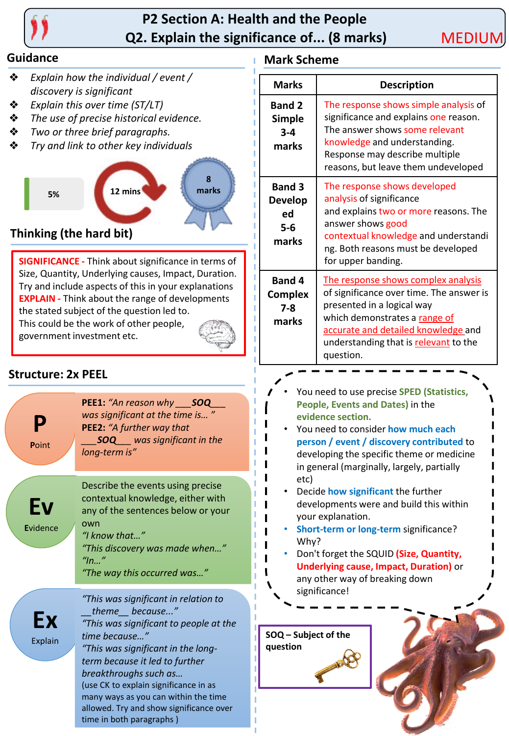# P2 Section A: Health and the People
## Q2. Explain the significance of... (8 marks)

MEDIUM

## Guidance

- *Explain how the individual / event / discovery is significant*
- *Explain this over time (ST/LT)*
- *The use of precise historical evidence.*
- *Two or three brief paragraphs.*
- *Try and link to other key individuals*

5%

12 mins

8 marks

## Thinking (the hard bit)

**SIGNIFICANCE -** Think about significance in terms of Size, Quantity, Underlying causes, Impact, Duration. Try and include aspects of this in your explanations
**EXPLAIN -** Think about the range of developments the stated subject of the question led to. This could be the work of other people, government investment etc.

## Structure: 2x PEEL

**P – Point**

**PEE1:** *"An reason why ___**SOQ**___ was significant at the time is… "*
**PEE2:** *"A further way that ___**SOQ**___ was significant in the long-term is"*

**Ev – Evidence**

Describe the events using precise contextual knowledge, either with any of the sentences below or your own
*"I know that…"*
*"This discovery was made when…"*
*"In…"*
*"The way this occurred was…"*

**Ex – Explain**

*"This was significant in relation to __theme__ because..."*
*"This was significant to people at the time because…"*
*"This was significant in the long-term because it led to further breakthroughs such as…*
(use CK to explain significance in as many ways as you can within the time allowed. Try and show significance over time in both paragraphs )

## Mark Scheme

| Marks | Description |
|---|---|
| **Band 2 Simple 3-4 marks** | The response shows simple analysis of significance and explains one reason. The answer shows some relevant knowledge and understanding. Response may describe multiple reasons, but leave them undeveloped |
| **Band 3 Developed 5-6 marks** | The response shows developed analysis of significance and explains two or more reasons. The answer shows good contextual knowledge and understanding. Both reasons must be developed for upper banding. |
| **Band 4 Complex 7-8 marks** | The response shows complex analysis of significance over time. The answer is presented in a logical way which demonstrates a range of accurate and detailed knowledge and understanding that is relevant to the question. |

- You need to use precise **SPED (Statistics, People, Events and Dates)** in the **evidence section.**
- You need to consider **how much each person / event / discovery contributed** to developing the specific theme or medicine in general (marginally, largely, partially etc)
- Decide **how significant** the further developments were and build this within your explanation.
- **Short-term or long-term** significance? Why?
- Don't forget the SQUID **(Size, Quantity, Underlying cause, Impact, Duration)** or any other way of breaking down significance!

**SOQ – Subject of the question**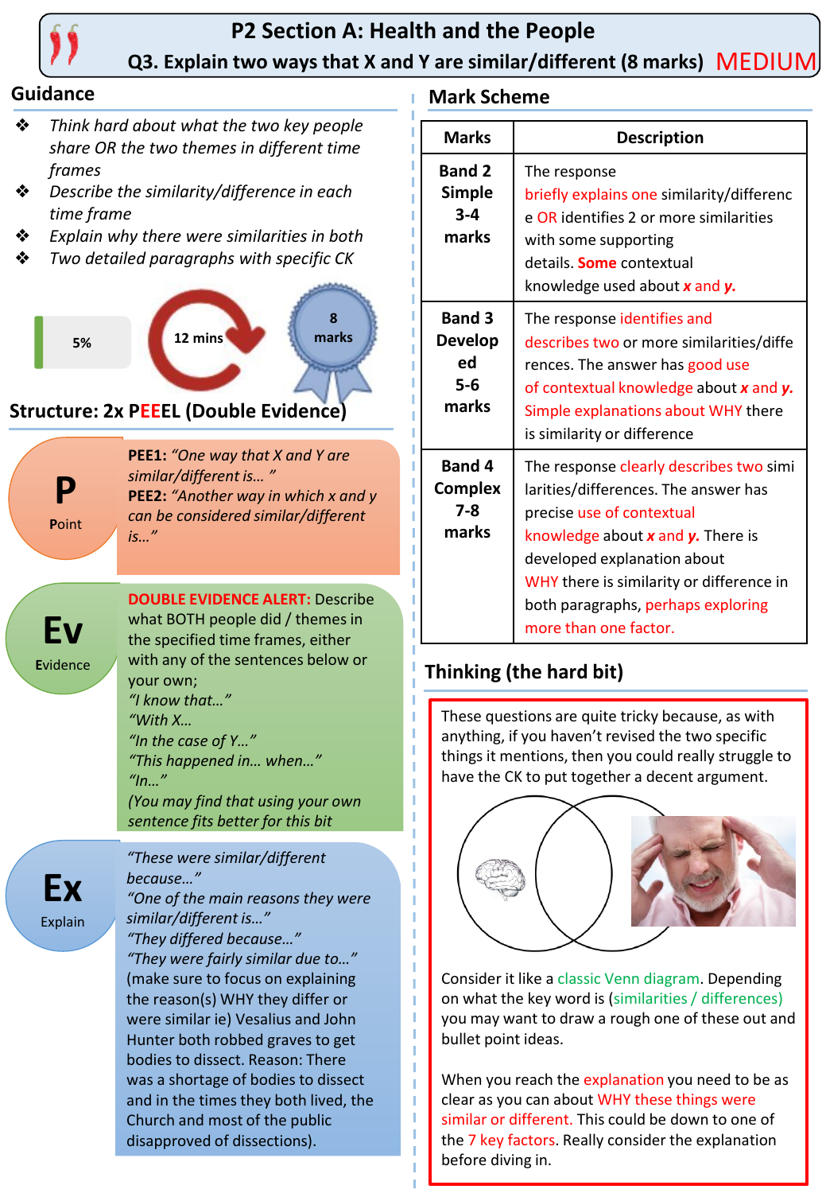# P2 Section A: Health and the People

## Q3. Explain two ways that X and Y are similar/different (8 marks) MEDIUM

## Guidance

- *Think hard about what the two key people share OR the two themes in different time frames*
- *Describe the similarity/difference in each time frame*
- *Explain why there were similarities in both*
- *Two detailed paragraphs with specific CK*

5% | 12 mins | 8 marks

## Structure: 2x PEEEL (Double Evidence)

**P** Point

**PEE1:** *"One way that X and Y are similar/different is… "*
**PEE2:** *"Another way in which x and y can be considered similar/different is…"*

**Ev** Evidence

**DOUBLE EVIDENCE ALERT:** Describe what BOTH people did / themes in the specified time frames, either with any of the sentences below or your own;
*"I know that…"*
*"With X…*
*"In the case of Y…"*
*"This happened in… when…"*
*"In…"*
*(You may find that using your own sentence fits better for this bit*

**Ex** Explain

*"These were similar/different because…"*
*"One of the main reasons they were similar/different is…"*
*"They differed because…"*
*"They were fairly similar due to…"*
(make sure to focus on explaining the reason(s) WHY they differ or were similar ie) Vesalius and John Hunter both robbed graves to get bodies to dissect. Reason: There was a shortage of bodies to dissect and in the times they both lived, the Church and most of the public disapproved of dissections).

## Mark Scheme

| Marks | Description |
|---|---|
| **Band 2 Simple 3-4 marks** | The response briefly explains one similarity/difference OR identifies 2 or more similarities with some supporting details. **Some** contextual knowledge used about ***x*** and ***y.*** |
| **Band 3 Developed 5-6 marks** | The response identifies and describes two or more similarities/differences. The answer has good use of contextual knowledge about ***x*** and ***y.*** Simple explanations about WHY there is similarity or difference |
| **Band 4 Complex 7-8 marks** | The response clearly describes two similarities/differences. The answer has precise use of contextual knowledge about ***x*** and ***y.*** There is developed explanation about WHY there is similarity or difference in both paragraphs, perhaps exploring more than one factor. |

## Thinking (the hard bit)

These questions are quite tricky because, as with anything, if you haven't revised the two specific things it mentions, then you could really struggle to have the CK to put together a decent argument.

Consider it like a classic Venn diagram. Depending on what the key word is (similarities / differences) you may want to draw a rough one of these out and bullet point ideas.

When you reach the explanation you need to be as clear as you can about WHY these things were similar or different. This could be down to one of the 7 key factors. Really consider the explanation before diving in.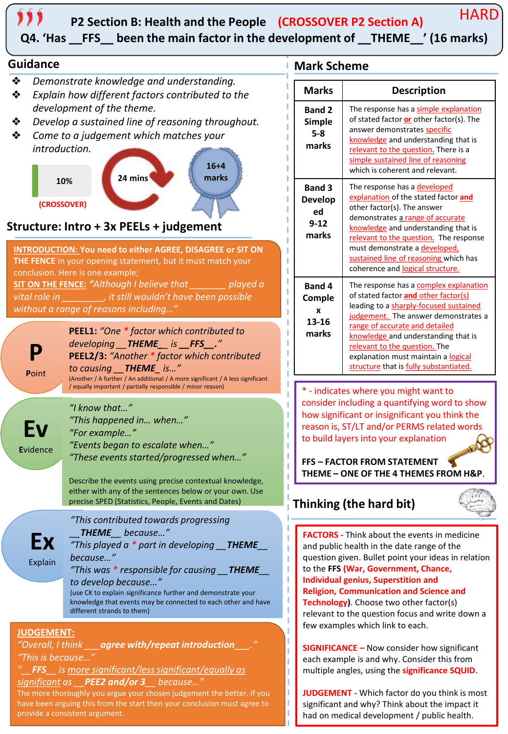HARD

# P2 Section B: Health and the People (CROSSOVER P2 Section A)

## Q4. 'Has __FFS__ been the main factor in the development of __THEME__' (16 marks)

## Guidance

- *Demonstrate knowledge and understanding.*
- *Explain how different factors contributed to the development of the theme.*
- *Develop a sustained line of reasoning throughout.*
- *Come to a judgement which matches your introduction.*

10% (CROSSOVER)

24 mins

16+4 marks

## Structure: Intro + 3x PEELs + judgement

**INTRODUCTION: You need to either AGREE, DISAGREE or SIT ON THE FENCE** in your opening statement, but it must match your conclusion. Here is one example;

**SIT ON THE FENCE:** *"Although I believe that _______ played a vital role in ________, it still wouldn't have been possible without a range of reasons including…"*

**P** Point

**PEEL1:** *"One * factor which contributed to developing __THEME__ is __FFS__."*

**PEEL2/3:** *"Another * factor which contributed to causing __THEME_ is…"*

(Another / A further / An additional / A more significant / A less significant / equally important / partially responsible / minor reason)

**Ev** Evidence

*"I know that…"*
*"This happened in… when…"*
*"For example…"*
*"Events began to escalate when…"*
*"These events started/progressed when…"*

Describe the events using precise contextual knowledge, either with any of the sentences below or your own. Use precise SPED (Statistics, People, Events and Dates)

**Ex** Explain

*"This contributed towards progressing __THEME__ because…"*
*"This played a * part in developing __THEME__ because…"*
*"This was * responsible for causing __THEME__ to develop because…"*

(use CK to explain significance further and demonstrate your knowledge that events may be connected to each other and have different strands to them)

**JUDGEMENT:**

*"Overall, I think ___agree with/repeat introduction___."*
*"This is because…"*
*"__FFS__ is more significant/less significant/equally as significant as __PEE2 and/or 3__ because…"*

The more thoroughly you argue your chosen judgement the better. If you have been arguing this from the start then your conclusion must agree to provide a consistent argument.

## Mark Scheme

| Marks | Description |
|---|---|
| Band 2 Simple 5-8 marks | The response has a simple explanation of stated factor or other factor(s). The answer demonstrates specific knowledge and understanding that is relevant to the question. There is a simple sustained line of reasoning which is coherent and relevant. |
| Band 3 Developed 9-12 marks | The response has a developed explanation of the stated factor and other factor(s). The answer demonstrates a range of accurate knowledge and understanding that is relevant to the question. The response must demonstrate a developed, sustained line of reasoning which has coherence and logical structure. |
| Band 4 Complex 13-16 marks | The response has a complex explanation of stated factor and other factor(s) leading to a sharply-focused sustained judgement. The answer demonstrates a range of accurate and detailed knowledge and understanding that is relevant to the question. The explanation must maintain a logical structure that is fully substantiated. |

* - indicates where you might want to consider including a quantifying word to show how significant or insignificant you think the reason is, ST/LT and/or PERMS related words to build layers into your explanation

**FFS – FACTOR FROM STATEMENT**
**THEME – ONE OF THE 4 THEMES FROM H&P.**

## Thinking (the hard bit)

**FACTORS** - Think about the events in medicine and public health in the date range of the question given. Bullet point your ideas in relation to the FFS **(War, Government, Chance, Individual genius, Superstition and Religion, Communication and Science and Technology)**. Choose two other factor(s) relevant to the question focus and write down a few examples which link to each.

**SIGNIFICANCE –** Now consider how significant each example is and why. Consider this from multiple angles, using the **significance SQUID**.

**JUDGEMENT** - Which factor do you think is most significant and why? Think about the impact it had on medical development / public health.